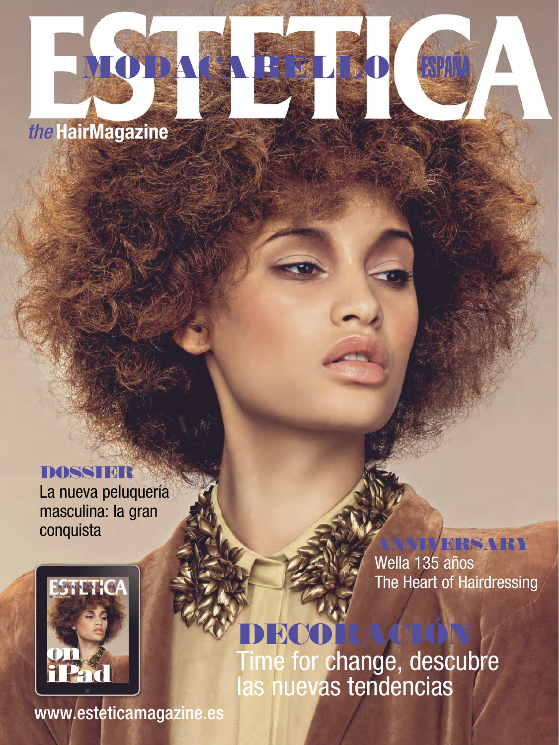# ESTETICA

MODACABELLO ESPAÑA

*the* **HairMagazine**

## DOSSIER

La nueva peluquería masculina: la gran conquista

on iPad

## ANNIVERSARY

Wella 135 años
The Heart of Hairdressing

## DECORACIÓN

Time for change, descubre las nuevas tendencias

www.esteticamagazine.es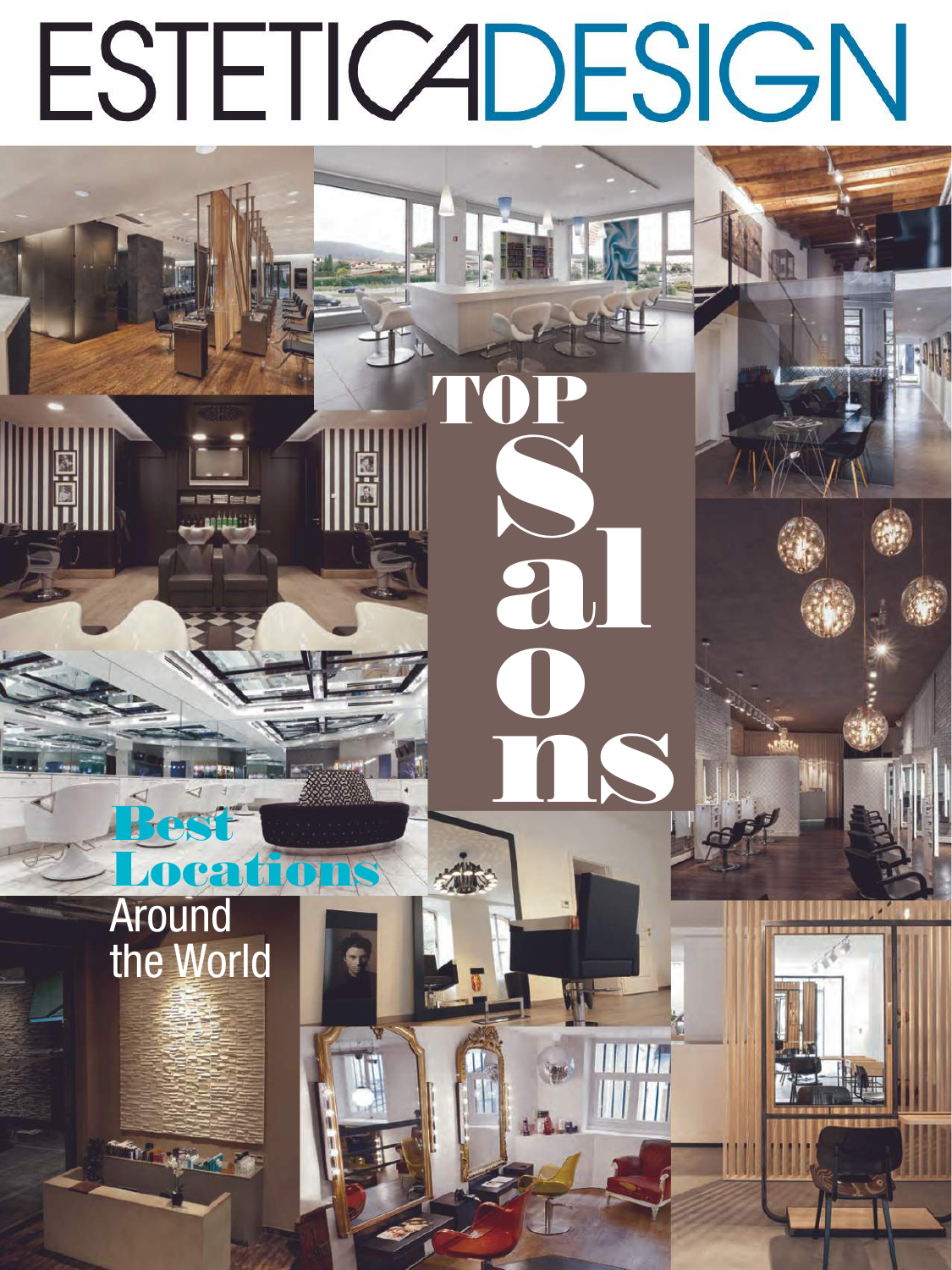# ESTETICADESIGN

# TOP Salons

## Best Locations

Around the World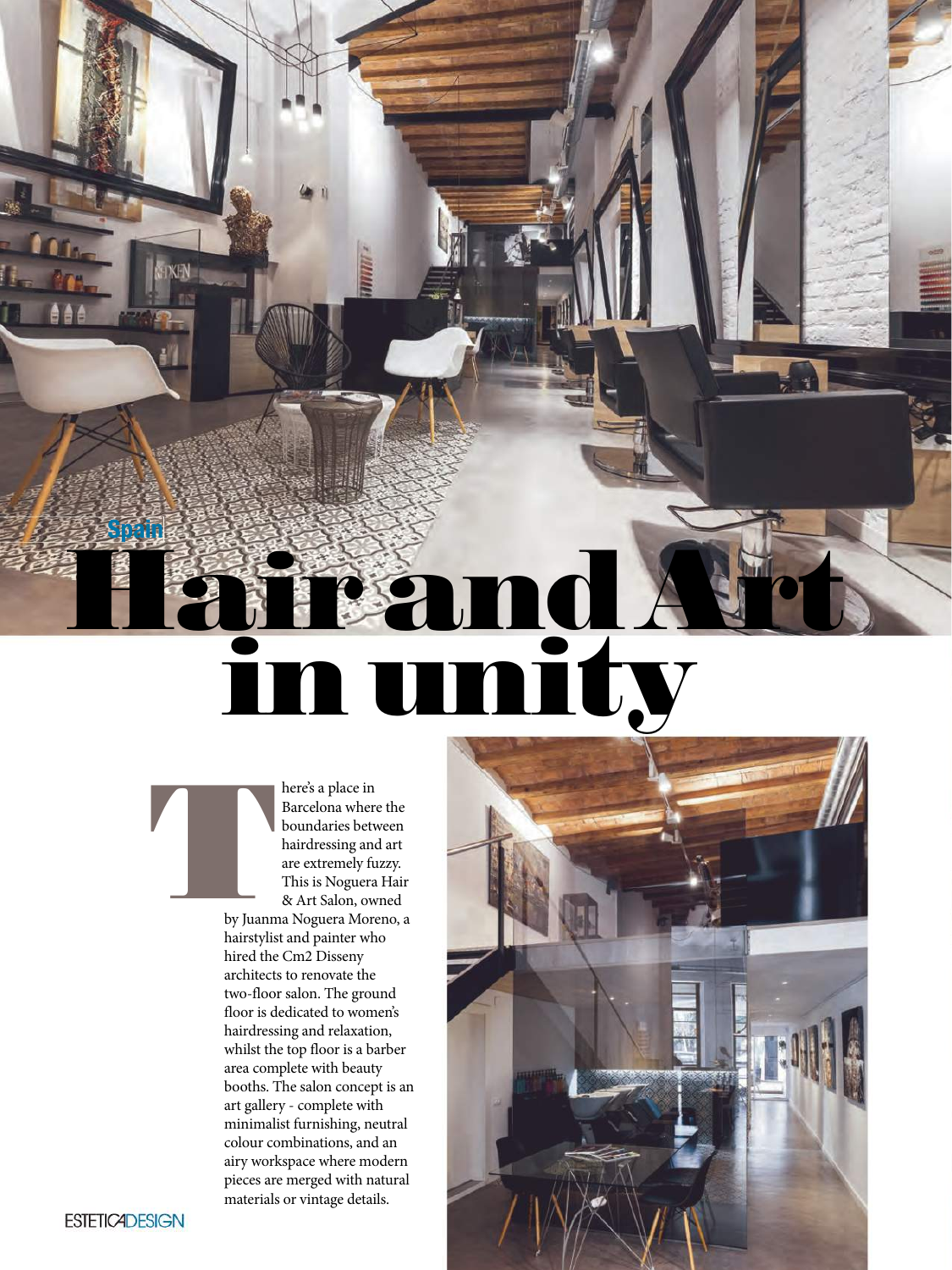Spain

# Hair and Art in unity

There's a place in Barcelona where the boundaries between hairdressing and art are extremely fuzzy. This is Noguera Hair & Art Salon, owned by Juanma Noguera Moreno, a hairstylist and painter who hired the Cm2 Disseny architects to renovate the two-floor salon. The ground floor is dedicated to women's hairdressing and relaxation, whilst the top floor is a barber area complete with beauty booths. The salon concept is an art gallery - complete with minimalist furnishing, neutral colour combinations, and an airy workspace where modern pieces are merged with natural materials or vintage details.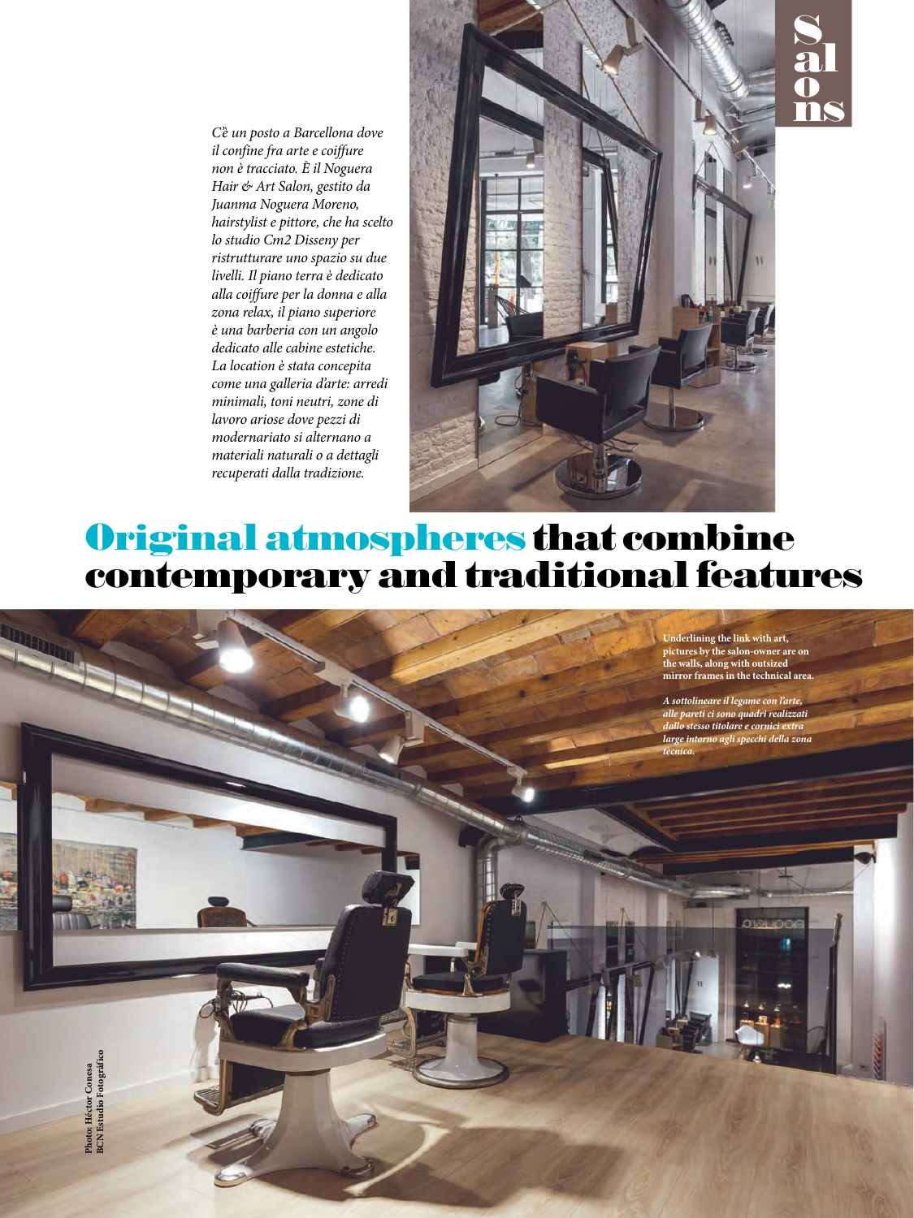Salons

*C'è un posto a Barcellona dove il confine fra arte e coiffure non è tracciato. È il Noguera Hair & Art Salon, gestito da Juanma Noguera Moreno, hairstylist e pittore, che ha scelto lo studio Cm2 Disseny per ristrutturare uno spazio su due livelli. Il piano terra è dedicato alla coiffure per la donna e alla zona relax, il piano superiore è una barberia con un angolo dedicato alle cabine estetiche. La location è stata concepita come una galleria d'arte: arredi minimali, toni neutri, zone di lavoro ariose dove pezzi di modernariato si alternano a materiali naturali o a dettagli recuperati dalla tradizione.*

# Original atmospheres that combine contemporary and traditional features

**Underlining the link with art, pictures by the salon-owner are on the walls, along with outsized mirror frames in the technical area.**

***A sottolineare il legame con l'arte, alle pareti ci sono quadri realizzati dallo stesso titolare e cornici extra large intorno agli specchi della zona tecnica.***

**Photo: Héctor Conesa BCN Estudio Fotográfico**